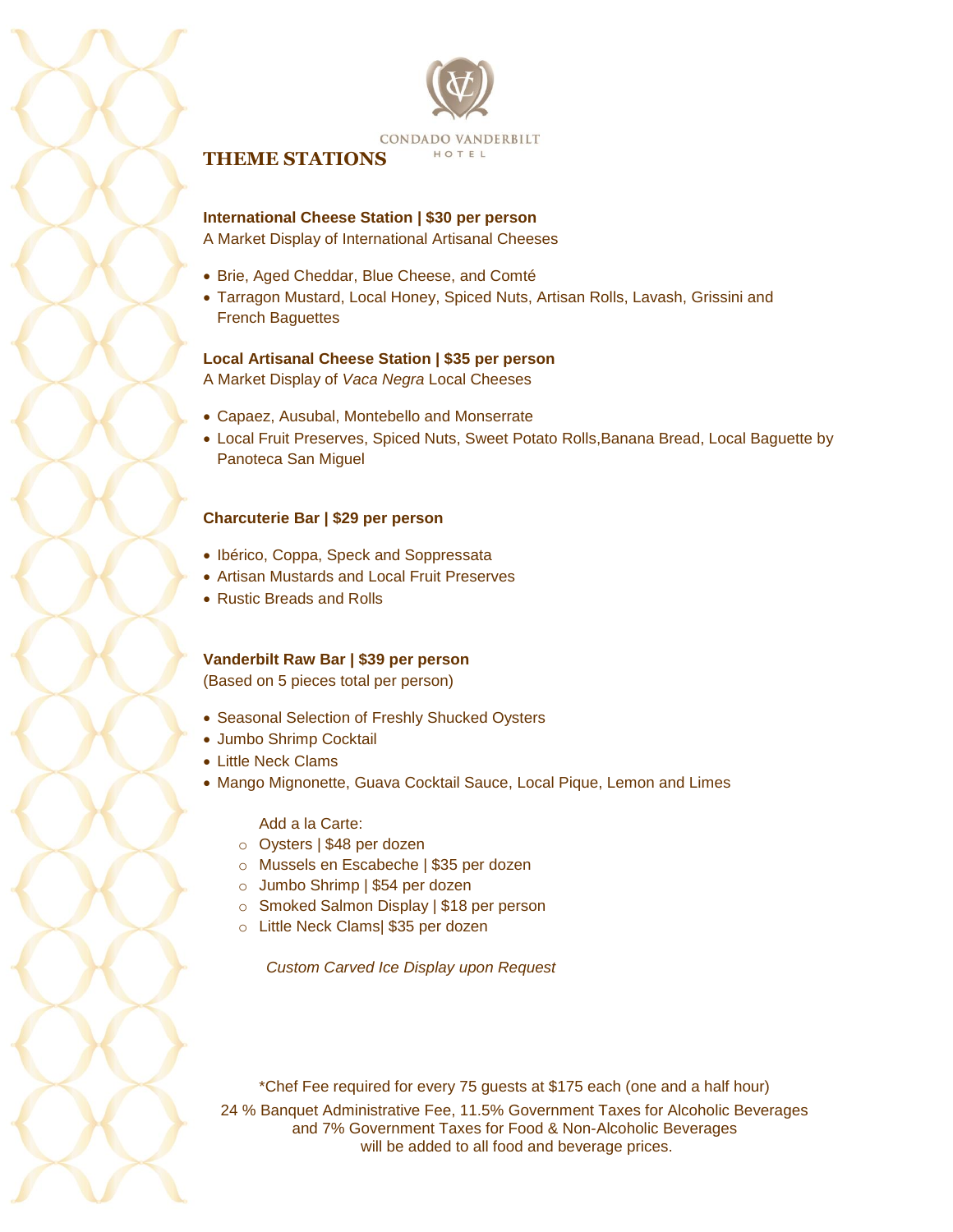CONDADO VANDERBILT HOTEL

# THEME STATIONS

**International Cheese Station | $30 per person**
A Market Display of International Artisanal Cheeses

- Brie, Aged Cheddar, Blue Cheese, and Comté
- Tarragon Mustard, Local Honey, Spiced Nuts, Artisan Rolls, Lavash, Grissini and French Baguettes

**Local Artisanal Cheese Station | $35 per person**
A Market Display of *Vaca Negra* Local Cheeses

- Capaez, Ausubal, Montebello and Monserrate
- Local Fruit Preserves, Spiced Nuts, Sweet Potato Rolls,Banana Bread, Local Baguette by Panoteca San Miguel

**Charcuterie Bar | $29 per person**

- Ibérico, Coppa, Speck and Soppressata
- Artisan Mustards and Local Fruit Preserves
- Rustic Breads and Rolls

**Vanderbilt Raw Bar | $39 per person**
(Based on 5 pieces total per person)

- Seasonal Selection of Freshly Shucked Oysters
- Jumbo Shrimp Cocktail
- Little Neck Clams
- Mango Mignonette, Guava Cocktail Sauce, Local Pique, Lemon and Limes

Add a la Carte:

- Oysters | $48 per dozen
- Mussels en Escabeche | $35 per dozen
- Jumbo Shrimp | $54 per dozen
- Smoked Salmon Display | $18 per person
- Little Neck Clams| $35 per dozen

*Custom Carved Ice Display upon Request*

*Chef Fee required for every 75 guests at $175 each (one and a half hour)

24 % Banquet Administrative Fee, 11.5% Government Taxes for Alcoholic Beverages and 7% Government Taxes for Food & Non-Alcoholic Beverages will be added to all food and beverage prices.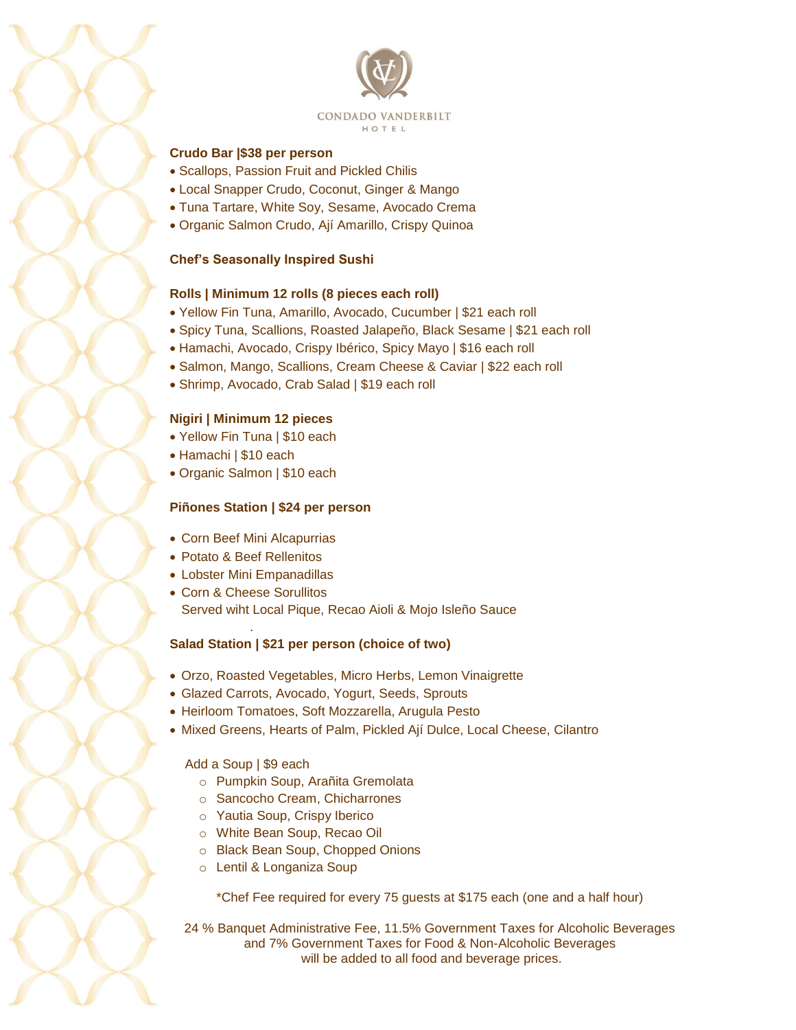CONDADO VANDERBILT
HOTEL

**Crudo Bar |$38 per person**

- Scallops, Passion Fruit and Pickled Chilis
- Local Snapper Crudo, Coconut, Ginger & Mango
- Tuna Tartare, White Soy, Sesame, Avocado Crema
- Organic Salmon Crudo, Ají Amarillo, Crispy Quinoa

**Chef's Seasonally Inspired Sushi**

**Rolls | Minimum 12 rolls (8 pieces each roll)**

- Yellow Fin Tuna, Amarillo, Avocado, Cucumber | $21 each roll
- Spicy Tuna, Scallions, Roasted Jalapeño, Black Sesame | $21 each roll
- Hamachi, Avocado, Crispy Ibérico, Spicy Mayo | $16 each roll
- Salmon, Mango, Scallions, Cream Cheese & Caviar | $22 each roll
- Shrimp, Avocado, Crab Salad | $19 each roll

**Nigiri | Minimum 12 pieces**

- Yellow Fin Tuna | $10 each
- Hamachi | $10 each
- Organic Salmon | $10 each

**Piñones Station | $24 per person**

- Corn Beef Mini Alcapurrias
- Potato & Beef Rellenitos
- Lobster Mini Empanadillas
- Corn & Cheese Sorullitos

Served wiht Local Pique, Recao Aioli & Mojo Isleño Sauce

**Salad Station | $21 per person (choice of two)**

- Orzo, Roasted Vegetables, Micro Herbs, Lemon Vinaigrette
- Glazed Carrots, Avocado, Yogurt, Seeds, Sprouts
- Heirloom Tomatoes, Soft Mozzarella, Arugula Pesto
- Mixed Greens, Hearts of Palm, Pickled Ají Dulce, Local Cheese, Cilantro

Add a Soup | $9 each

- Pumpkin Soup, Arañita Gremolata
- Sancocho Cream, Chicharrones
- Yautia Soup, Crispy Iberico
- White Bean Soup, Recao Oil
- Black Bean Soup, Chopped Onions
- Lentil & Longaniza Soup

*Chef Fee required for every 75 guests at $175 each (one and a half hour)

24 % Banquet Administrative Fee, 11.5% Government Taxes for Alcoholic Beverages and 7% Government Taxes for Food & Non-Alcoholic Beverages will be added to all food and beverage prices.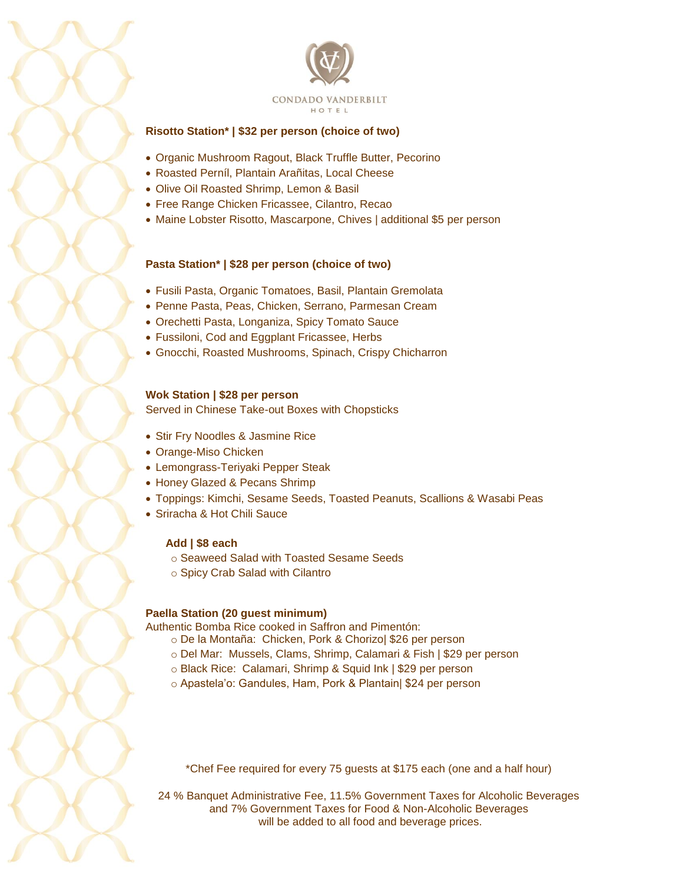CONDADO VANDERBILT HOTEL

**Risotto Station* | $32 per person (choice of two)**

- Organic Mushroom Ragout, Black Truffle Butter, Pecorino
- Roasted Perníl, Plantain Arañitas, Local Cheese
- Olive Oil Roasted Shrimp, Lemon & Basil
- Free Range Chicken Fricassee, Cilantro, Recao
- Maine Lobster Risotto, Mascarpone, Chives | additional $5 per person

**Pasta Station* | $28 per person (choice of two)**

- Fusili Pasta, Organic Tomatoes, Basil, Plantain Gremolata
- Penne Pasta, Peas, Chicken, Serrano, Parmesan Cream
- Orechetti Pasta, Longaniza, Spicy Tomato Sauce
- Fussiloni, Cod and Eggplant Fricassee, Herbs
- Gnocchi, Roasted Mushrooms, Spinach, Crispy Chicharron

**Wok Station | $28 per person**

Served in Chinese Take-out Boxes with Chopsticks

- Stir Fry Noodles & Jasmine Rice
- Orange-Miso Chicken
- Lemongrass-Teriyaki Pepper Steak
- Honey Glazed & Pecans Shrimp
- Toppings: Kimchi, Sesame Seeds, Toasted Peanuts, Scallions & Wasabi Peas
- Sriracha & Hot Chili Sauce

**Add | $8 each**

- Seaweed Salad with Toasted Sesame Seeds
- Spicy Crab Salad with Cilantro

**Paella Station (20 guest minimum)**

Authentic Bomba Rice cooked in Saffron and Pimentón:

- De la Montaña: Chicken, Pork & Chorizo| $26 per person
- Del Mar: Mussels, Clams, Shrimp, Calamari & Fish | $29 per person
- Black Rice: Calamari, Shrimp & Squid Ink | $29 per person
- Apastela'o: Gandules, Ham, Pork & Plantain| $24 per person

*Chef Fee required for every 75 guests at $175 each (one and a half hour)

24 % Banquet Administrative Fee, 11.5% Government Taxes for Alcoholic Beverages and 7% Government Taxes for Food & Non-Alcoholic Beverages will be added to all food and beverage prices.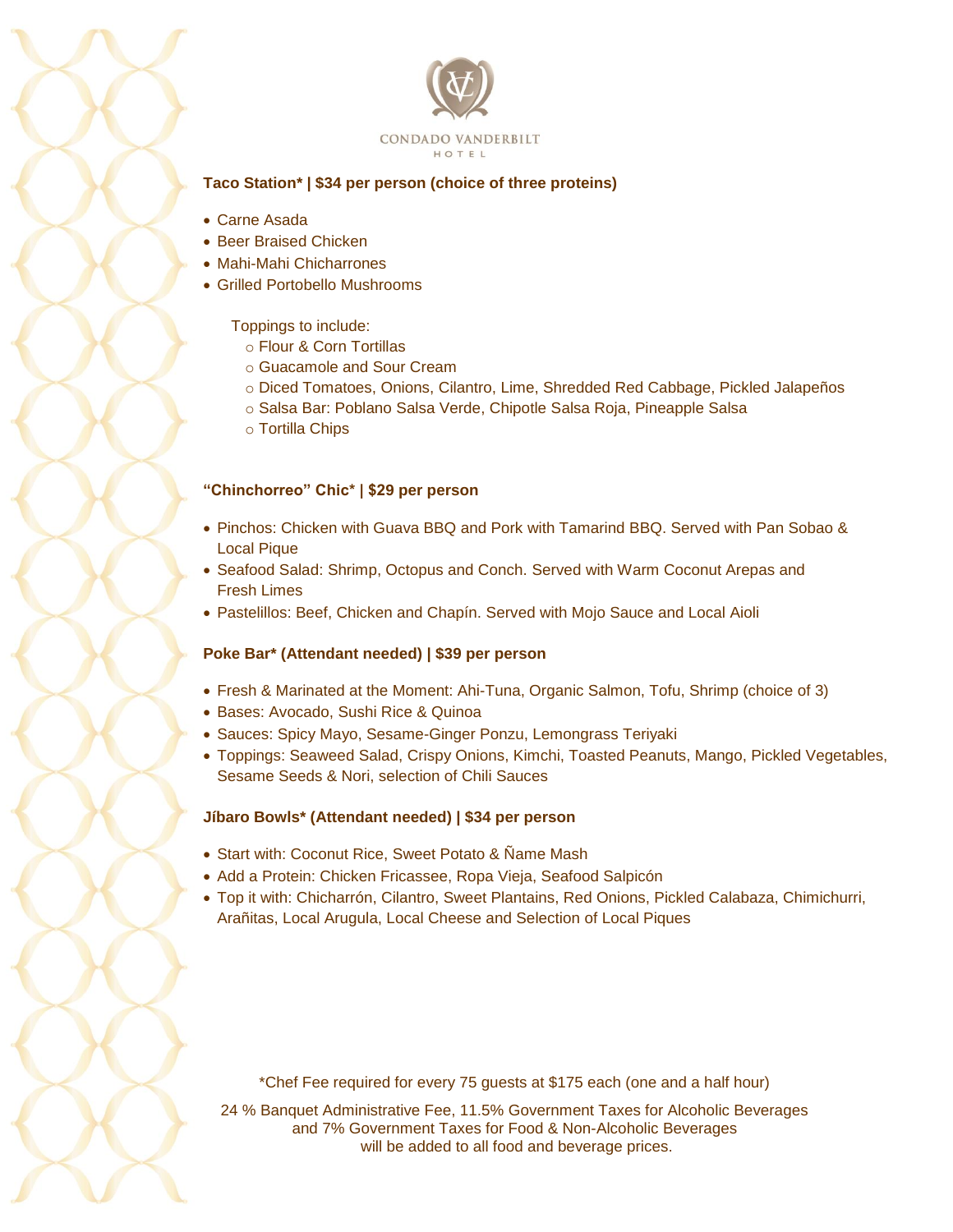CONDADO VANDERBILT
HOTEL

**Taco Station* | $34 per person (choice of three proteins)**

- Carne Asada
- Beer Braised Chicken
- Mahi-Mahi Chicharrones
- Grilled Portobello Mushrooms

Toppings to include:

- Flour & Corn Tortillas
- Guacamole and Sour Cream
- Diced Tomatoes, Onions, Cilantro, Lime, Shredded Red Cabbage, Pickled Jalapeños
- Salsa Bar: Poblano Salsa Verde, Chipotle Salsa Roja, Pineapple Salsa
- Tortilla Chips

**"Chinchorreo" Chic* | $29 per person**

- Pinchos: Chicken with Guava BBQ and Pork with Tamarind BBQ. Served with Pan Sobao & Local Pique
- Seafood Salad: Shrimp, Octopus and Conch. Served with Warm Coconut Arepas and Fresh Limes
- Pastelillos: Beef, Chicken and Chapín. Served with Mojo Sauce and Local Aioli

**Poke Bar* (Attendant needed) | $39 per person**

- Fresh & Marinated at the Moment: Ahi-Tuna, Organic Salmon, Tofu, Shrimp (choice of 3)
- Bases: Avocado, Sushi Rice & Quinoa
- Sauces: Spicy Mayo, Sesame-Ginger Ponzu, Lemongrass Teriyaki
- Toppings: Seaweed Salad, Crispy Onions, Kimchi, Toasted Peanuts, Mango, Pickled Vegetables, Sesame Seeds & Nori, selection of Chili Sauces

**Jíbaro Bowls* (Attendant needed) | $34 per person**

- Start with: Coconut Rice, Sweet Potato & Ñame Mash
- Add a Protein: Chicken Fricassee, Ropa Vieja, Seafood Salpicón
- Top it with: Chicharrón, Cilantro, Sweet Plantains, Red Onions, Pickled Calabaza, Chimichurri, Arañitas, Local Arugula, Local Cheese and Selection of Local Piques

*Chef Fee required for every 75 guests at $175 each (one and a half hour)

24 % Banquet Administrative Fee, 11.5% Government Taxes for Alcoholic Beverages and 7% Government Taxes for Food & Non-Alcoholic Beverages will be added to all food and beverage prices.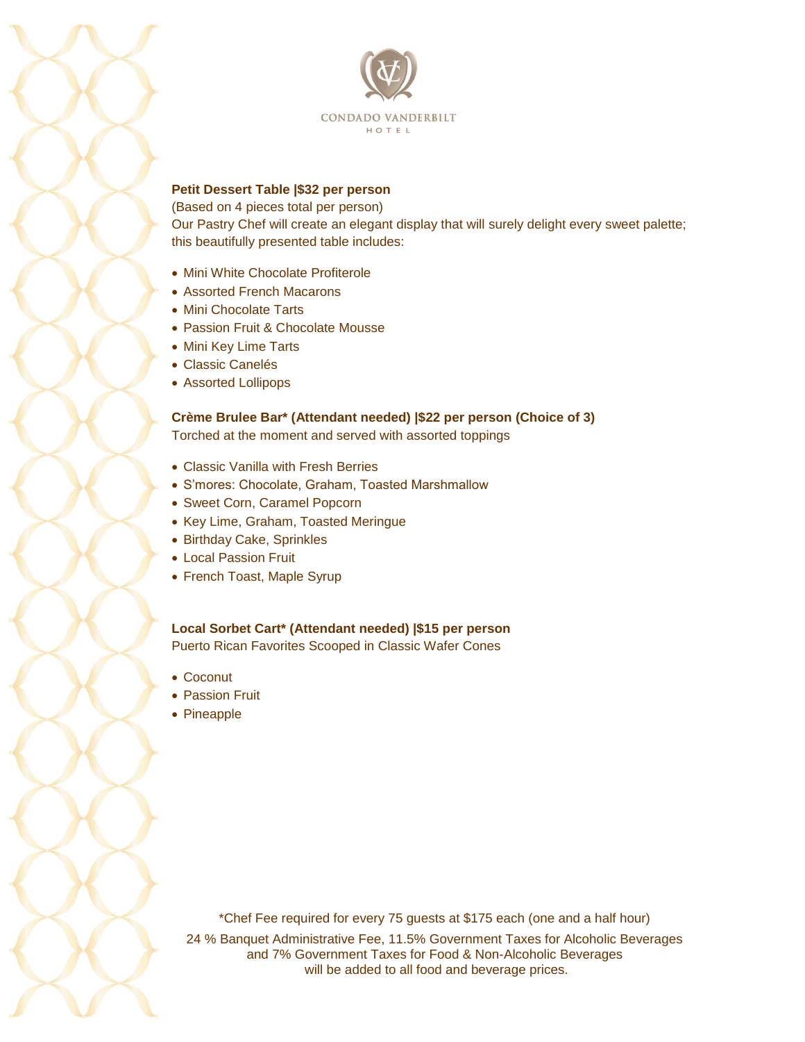CONDADO VANDERBILT
HOTEL

**Petit Dessert Table |$32 per person**

(Based on 4 pieces total per person)

Our Pastry Chef will create an elegant display that will surely delight every sweet palette; this beautifully presented table includes:

- Mini White Chocolate Profiterole
- Assorted French Macarons
- Mini Chocolate Tarts
- Passion Fruit & Chocolate Mousse
- Mini Key Lime Tarts
- Classic Canelés
- Assorted Lollipops

**Crème Brulee Bar* (Attendant needed) |$22 per person (Choice of 3)**

Torched at the moment and served with assorted toppings

- Classic Vanilla with Fresh Berries
- S'mores: Chocolate, Graham, Toasted Marshmallow
- Sweet Corn, Caramel Popcorn
- Key Lime, Graham, Toasted Meringue
- Birthday Cake, Sprinkles
- Local Passion Fruit
- French Toast, Maple Syrup

**Local Sorbet Cart* (Attendant needed) |$15 per person**

Puerto Rican Favorites Scooped in Classic Wafer Cones

- Coconut
- Passion Fruit
- Pineapple

*Chef Fee required for every 75 guests at $175 each (one and a half hour)

24 % Banquet Administrative Fee, 11.5% Government Taxes for Alcoholic Beverages and 7% Government Taxes for Food & Non-Alcoholic Beverages will be added to all food and beverage prices.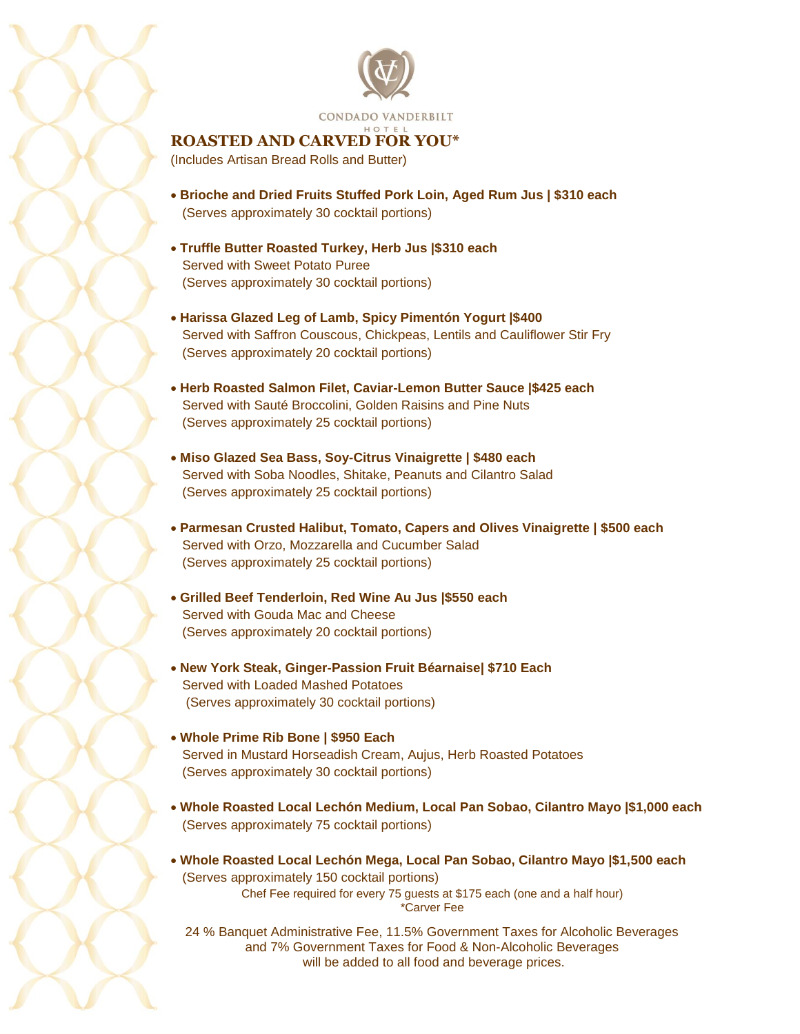CONDADO VANDERBILT HOTEL

## ROASTED AND CARVED FOR YOU*

(Includes Artisan Bread Rolls and Butter)

- **Brioche and Dried Fruits Stuffed Pork Loin, Aged Rum Jus | $310 each**
  (Serves approximately 30 cocktail portions)

- **Truffle Butter Roasted Turkey, Herb Jus |$310 each**
  Served with Sweet Potato Puree
  (Serves approximately 30 cocktail portions)

- **Harissa Glazed Leg of Lamb, Spicy Pimentón Yogurt |$400**
  Served with Saffron Couscous, Chickpeas, Lentils and Cauliflower Stir Fry
  (Serves approximately 20 cocktail portions)

- **Herb Roasted Salmon Filet, Caviar-Lemon Butter Sauce |$425 each**
  Served with Sauté Broccolini, Golden Raisins and Pine Nuts
  (Serves approximately 25 cocktail portions)

- **Miso Glazed Sea Bass, Soy-Citrus Vinaigrette | $480 each**
  Served with Soba Noodles, Shitake, Peanuts and Cilantro Salad
  (Serves approximately 25 cocktail portions)

- **Parmesan Crusted Halibut, Tomato, Capers and Olives Vinaigrette | $500 each**
  Served with Orzo, Mozzarella and Cucumber Salad
  (Serves approximately 25 cocktail portions)

- **Grilled Beef Tenderloin, Red Wine Au Jus |$550 each**
  Served with Gouda Mac and Cheese
  (Serves approximately 20 cocktail portions)

- **New York Steak, Ginger-Passion Fruit Béarnaise| $710 Each**
  Served with Loaded Mashed Potatoes
  (Serves approximately 30 cocktail portions)

- **Whole Prime Rib Bone | $950 Each**
  Served in Mustard Horseadish Cream, Aujus, Herb Roasted Potatoes
  (Serves approximately 30 cocktail portions)

- **Whole Roasted Local Lechón Medium, Local Pan Sobao, Cilantro Mayo |$1,000 each**
  (Serves approximately 75 cocktail portions)

- **Whole Roasted Local Lechón Mega, Local Pan Sobao, Cilantro Mayo |$1,500 each**
  (Serves approximately 150 cocktail portions)

Chef Fee required for every 75 guests at $175 each (one and a half hour)
*Carver Fee

24 % Banquet Administrative Fee, 11.5% Government Taxes for Alcoholic Beverages and 7% Government Taxes for Food & Non-Alcoholic Beverages will be added to all food and beverage prices.